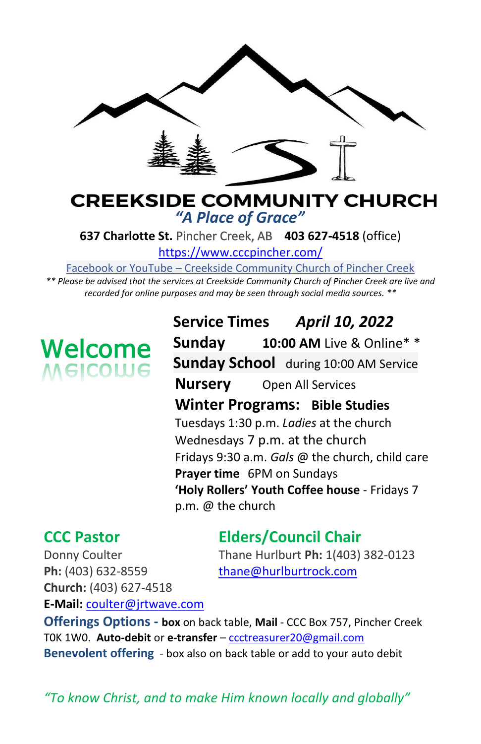# CREEKSIDE COMMUNITY CHURCH

*"A Place of Grace"*

**637 Charlotte St.** Pincher Creek, AB **403 627-4518** (office)

https://www.cccpincher.com/

Facebook or YouTube – Creekside Community Church of Pincher Creek

*** Please be advised that the services at Creekside Community Church of Pincher Creek are live and recorded for online purposes and may be seen through social media sources. ***

## Welcome

**Service Times** ***April 10, 2022***

**Sunday** **10:00 AM** Live & Online* *

**Sunday School** during 10:00 AM Service

**Nursery** Open All Services

**Winter Programs: Bible Studies**

Tuesdays 1:30 p.m. *Ladies* at the church

Wednesdays 7 p.m. at the church

Fridays 9:30 a.m. *Gals* @ the church, child care

**Prayer time** 6PM on Sundays

**'Holy Rollers' Youth Coffee house** - Fridays 7 p.m. @ the church

### CCC Pastor

Donny Coulter

**Ph:** (403) 632-8559

**Church:** (403) 627-4518

**E-Mail:** coulter@jrtwave.com

### Elders/Council Chair

Thane Hurlburt **Ph:** 1(403) 382-0123

thane@hurlburtrock.com

**Offerings Options - box** on back table, **Mail** - CCC Box 757, Pincher Creek T0K 1W0. **Auto-debit** or **e-transfer** – ccctreasurer20@gmail.com

**Benevolent offering** - box also on back table or add to your auto debit

*"To know Christ, and to make Him known locally and globally"*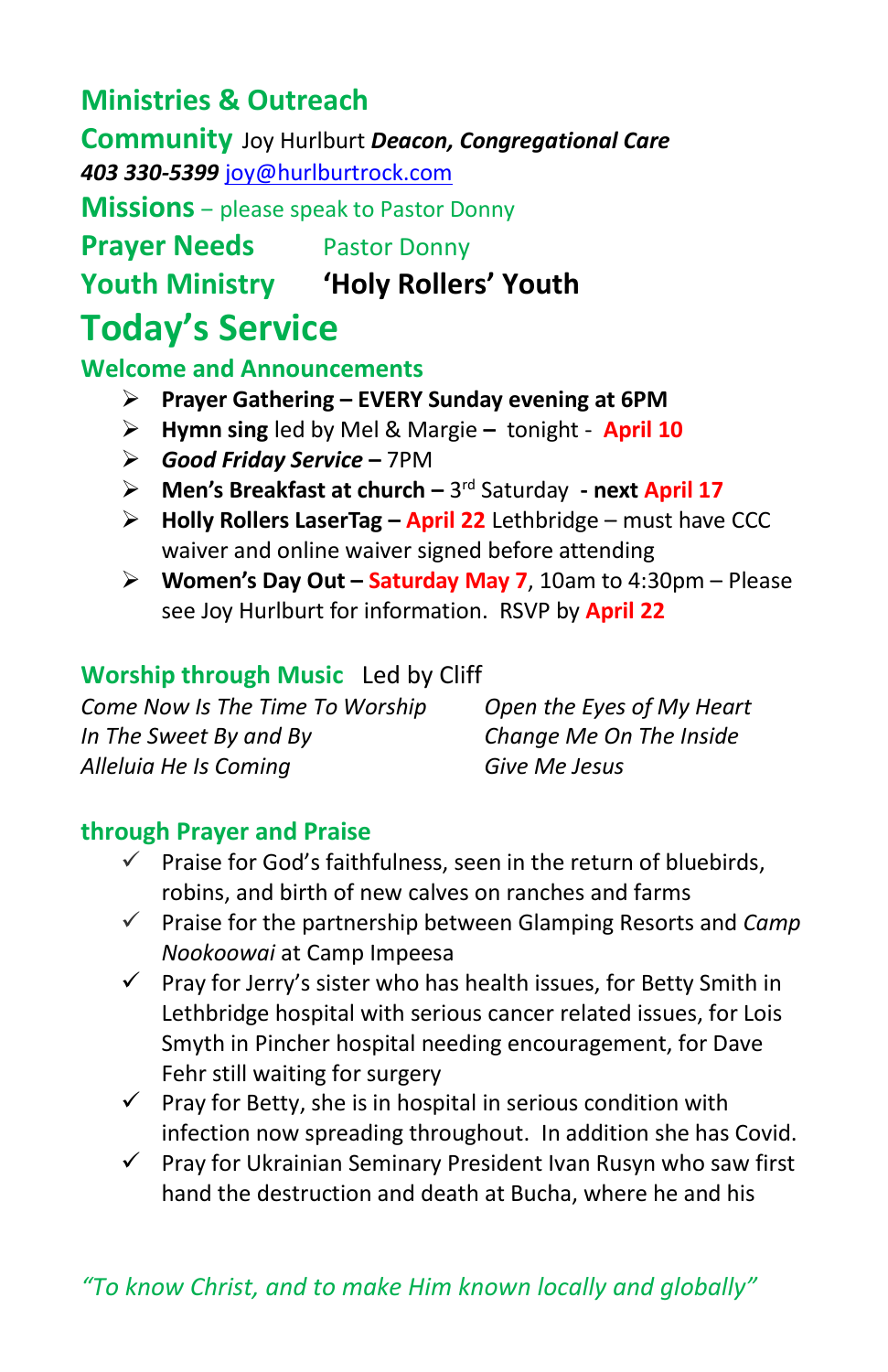## Ministries & Outreach

**Community** Joy Hurlburt ***Deacon, Congregational Care***
***403 330-5399*** joy@hurlburtrock.com

**Missions** – please speak to Pastor Donny

**Prayer Needs** Pastor Donny

**Youth Ministry** **'Holy Rollers' Youth**

# Today's Service

### Welcome and Announcements

- **Prayer Gathering – EVERY Sunday evening at 6PM**
- **Hymn sing** led by Mel & Margie – tonight - **April 10**
- ***Good Friday Service*** **–** 7PM
- **Men's Breakfast at church –** 3rd Saturday **- next April 17**
- **Holly Rollers LaserTag – April 22** Lethbridge – must have CCC waiver and online waiver signed before attending
- **Women's Day Out – Saturday May 7**, 10am to 4:30pm – Please see Joy Hurlburt for information. RSVP by **April 22**

### Worship through Music Led by Cliff

*Come Now Is The Time To Worship*
*In The Sweet By and By*
*Alleluia He Is Coming*
*Open the Eyes of My Heart*
*Change Me On The Inside*
*Give Me Jesus*

### through Prayer and Praise

- ✓ Praise for God's faithfulness, seen in the return of bluebirds, robins, and birth of new calves on ranches and farms
- ✓ Praise for the partnership between Glamping Resorts and *Camp Nookoowai* at Camp Impeesa
- ✓ Pray for Jerry's sister who has health issues, for Betty Smith in Lethbridge hospital with serious cancer related issues, for Lois Smyth in Pincher hospital needing encouragement, for Dave Fehr still waiting for surgery
- ✓ Pray for Betty, she is in hospital in serious condition with infection now spreading throughout. In addition she has Covid.
- ✓ Pray for Ukrainian Seminary President Ivan Rusyn who saw first hand the destruction and death at Bucha, where he and his

*"To know Christ, and to make Him known locally and globally"*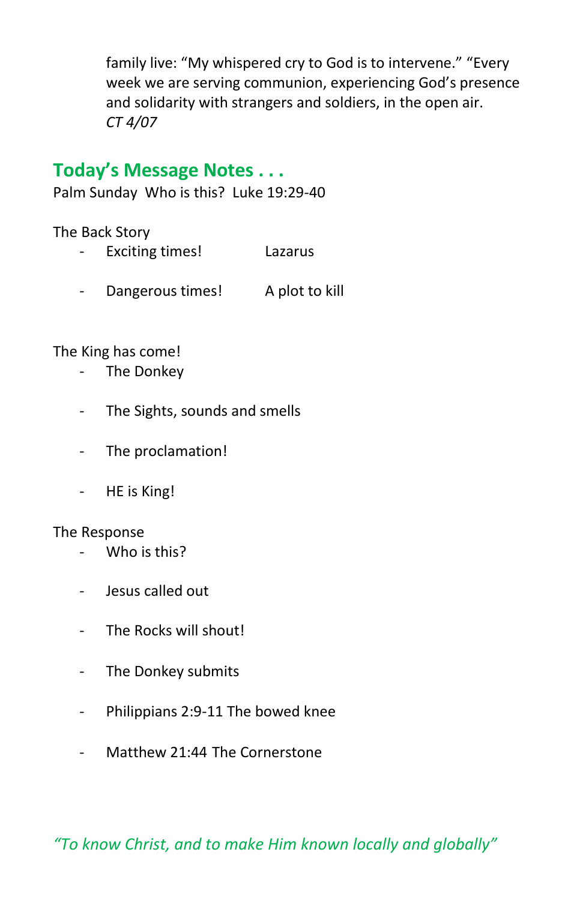family live: "My whispered cry to God is to intervene." "Every week we are serving communion, experiencing God's presence and solidarity with strangers and soldiers, in the open air.
*CT 4/07*

## Today's Message Notes . . .

Palm Sunday  Who is this?  Luke 19:29-40

The Back Story

- Exciting times!  Lazarus
- Dangerous times!  A plot to kill

The King has come!

- The Donkey
- The Sights, sounds and smells
- The proclamation!
- HE is King!

The Response

- Who is this?
- Jesus called out
- The Rocks will shout!
- The Donkey submits
- Philippians 2:9-11 The bowed knee
- Matthew 21:44 The Cornerstone

*"To know Christ, and to make Him known locally and globally"*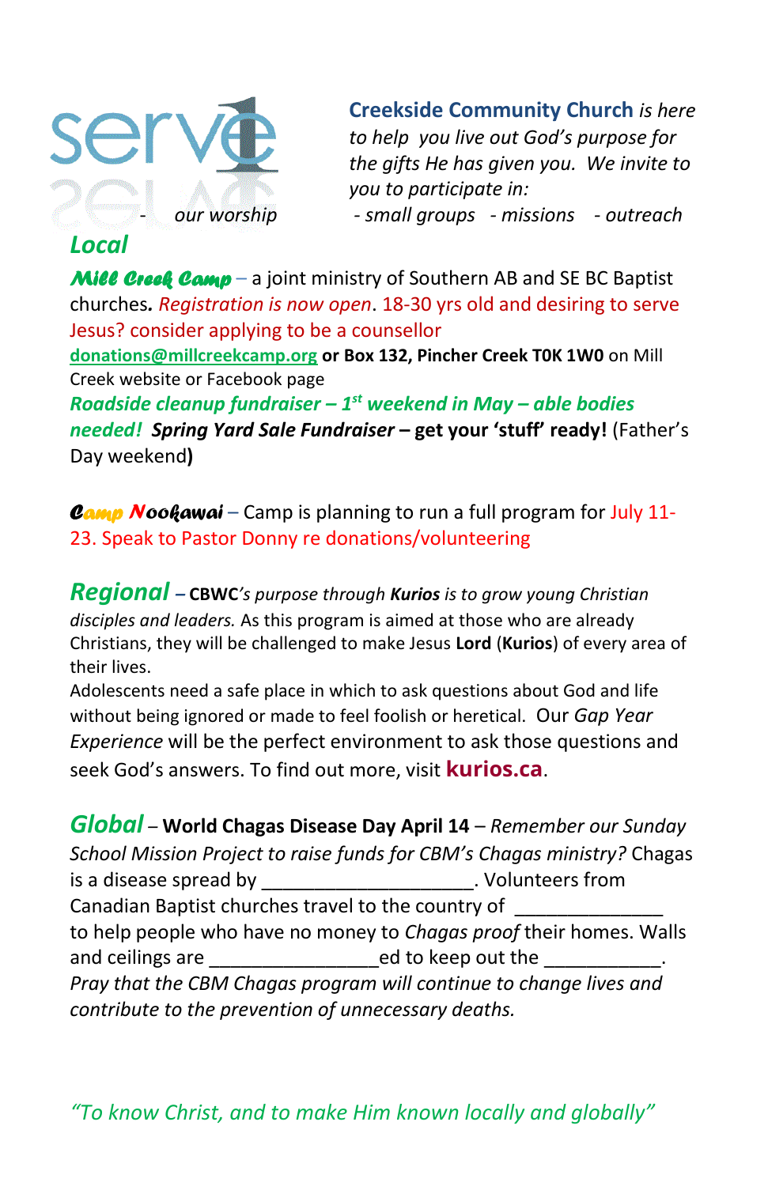serve

**Creekside Community Church** *is here to help you live out God's purpose for the gifts He has given you. We invite to you to participate in:*

*- our worship - small groups - missions - outreach*

## Local

***Mill Creek Camp*** – a joint ministry of Southern AB and SE BC Baptist churches**.** *Registration is now open*. 18-30 yrs old and desiring to serve Jesus? consider applying to be a counsellor

donations@millcreekcamp.org **or Box 132, Pincher Creek T0K 1W0** on Mill Creek website or Facebook page

***Roadside cleanup fundraiser – 1st weekend in May – able bodies needed! Spring Yard Sale Fundraiser*** **– get your 'stuff' ready!** (Father's Day weekend**)**

***Camp Nookawai*** – Camp is planning to run a full program for July 11-23. Speak to Pastor Donny re donations/volunteering

## Regional

**– CBWC***'s purpose through* ***Kurios*** *is to grow young Christian disciples and leaders.* As this program is aimed at those who are already Christians, they will be challenged to make Jesus **Lord** (**Kurios**) of every area of their lives.

Adolescents need a safe place in which to ask questions about God and life without being ignored or made to feel foolish or heretical. Our *Gap Year Experience* will be the perfect environment to ask those questions and seek God's answers. To find out more, visit **kurios.ca**.

## Global

– **World Chagas Disease Day April 14** – *Remember our Sunday School Mission Project to raise funds for CBM's Chagas ministry?* Chagas is a disease spread by ___________________. Volunteers from Canadian Baptist churches travel to the country of _____________ to help people who have no money to *Chagas proof* their homes. Walls and ceilings are _______________ed to keep out the ___________. *Pray that the CBM Chagas program will continue to change lives and contribute to the prevention of unnecessary deaths.*

*"To know Christ, and to make Him known locally and globally"*